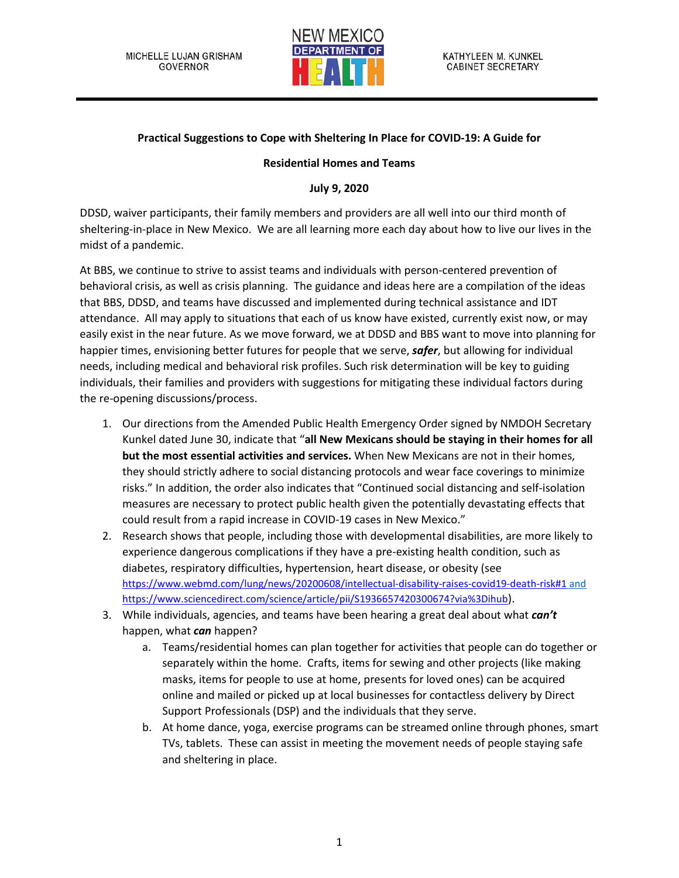MICHELLE LUJAN GRISHAM
GOVERNOR

NEW MEXICO DEPARTMENT OF HEALTH

KATHYLEEN M. KUNKEL
CABINET SECRETARY

**Practical Suggestions to Cope with Sheltering In Place for COVID-19: A Guide for**

**Residential Homes and Teams**

**July 9, 2020**

DDSD, waiver participants, their family members and providers are all well into our third month of sheltering-in-place in New Mexico. We are all learning more each day about how to live our lives in the midst of a pandemic.

At BBS, we continue to strive to assist teams and individuals with person-centered prevention of behavioral crisis, as well as crisis planning. The guidance and ideas here are a compilation of the ideas that BBS, DDSD, and teams have discussed and implemented during technical assistance and IDT attendance. All may apply to situations that each of us know have existed, currently exist now, or may easily exist in the near future. As we move forward, we at DDSD and BBS want to move into planning for happier times, envisioning better futures for people that we serve, ***safer***, but allowing for individual needs, including medical and behavioral risk profiles. Such risk determination will be key to guiding individuals, their families and providers with suggestions for mitigating these individual factors during the re-opening discussions/process.

1. Our directions from the Amended Public Health Emergency Order signed by NMDOH Secretary Kunkel dated June 30, indicate that "**all New Mexicans should be staying in their homes for all but the most essential activities and services.** When New Mexicans are not in their homes, they should strictly adhere to social distancing protocols and wear face coverings to minimize risks." In addition, the order also indicates that "Continued social distancing and self-isolation measures are necessary to protect public health given the potentially devastating effects that could result from a rapid increase in COVID-19 cases in New Mexico."
2. Research shows that people, including those with developmental disabilities, are more likely to experience dangerous complications if they have a pre-existing health condition, such as diabetes, respiratory difficulties, hypertension, heart disease, or obesity (see https://www.webmd.com/lung/news/20200608/intellectual-disability-raises-covid19-death-risk#1 and https://www.sciencedirect.com/science/article/pii/S1936657420300674?via%3Dihub).
3. While individuals, agencies, and teams have been hearing a great deal about what ***can't*** happen, what ***can*** happen?
   a. Teams/residential homes can plan together for activities that people can do together or separately within the home. Crafts, items for sewing and other projects (like making masks, items for people to use at home, presents for loved ones) can be acquired online and mailed or picked up at local businesses for contactless delivery by Direct Support Professionals (DSP) and the individuals that they serve.
   b. At home dance, yoga, exercise programs can be streamed online through phones, smart TVs, tablets. These can assist in meeting the movement needs of people staying safe and sheltering in place.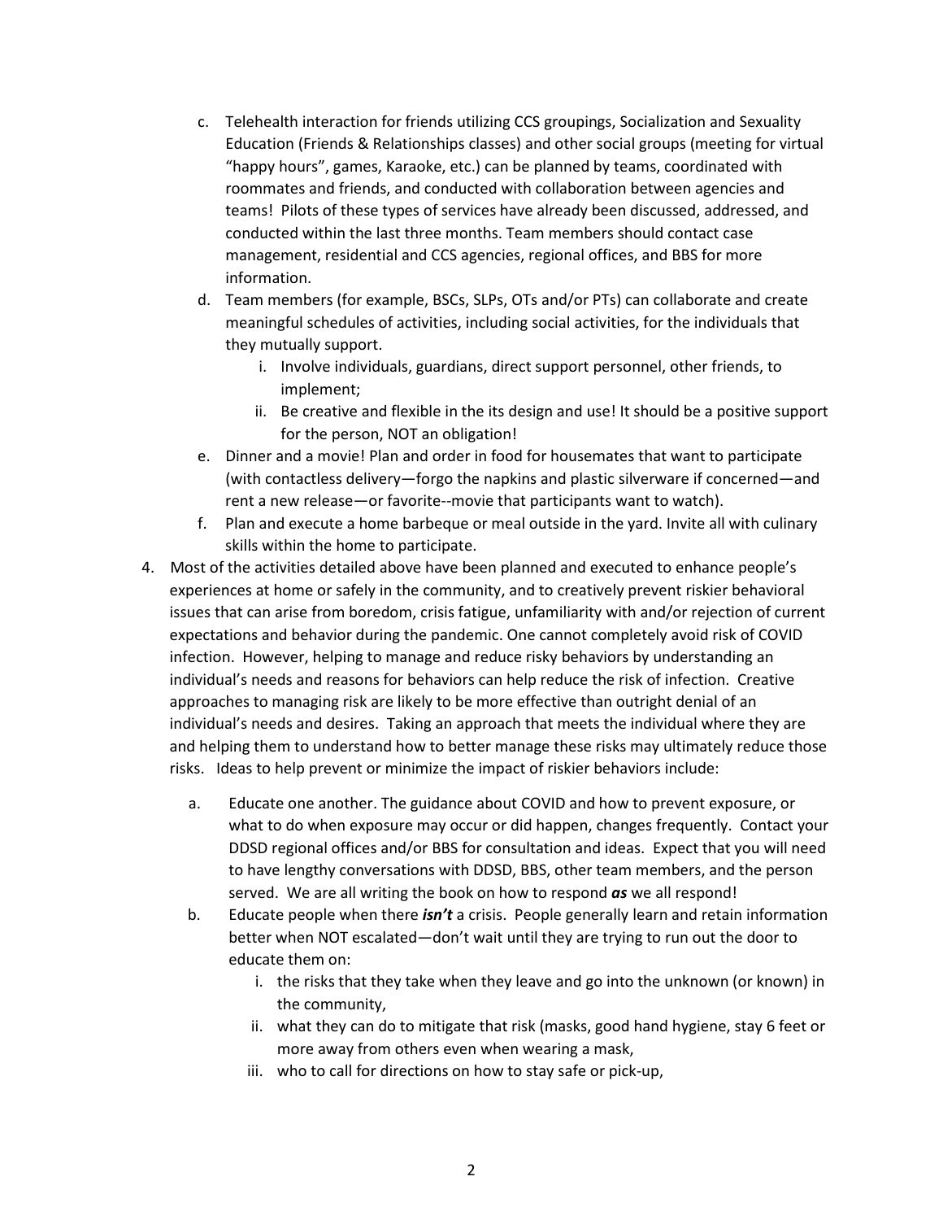c. Telehealth interaction for friends utilizing CCS groupings, Socialization and Sexuality Education (Friends & Relationships classes) and other social groups (meeting for virtual "happy hours", games, Karaoke, etc.) can be planned by teams, coordinated with roommates and friends, and conducted with collaboration between agencies and teams! Pilots of these types of services have already been discussed, addressed, and conducted within the last three months. Team members should contact case management, residential and CCS agencies, regional offices, and BBS for more information.

d. Team members (for example, BSCs, SLPs, OTs and/or PTs) can collaborate and create meaningful schedules of activities, including social activities, for the individuals that they mutually support.
   i. Involve individuals, guardians, direct support personnel, other friends, to implement;
   ii. Be creative and flexible in the its design and use! It should be a positive support for the person, NOT an obligation!

e. Dinner and a movie! Plan and order in food for housemates that want to participate (with contactless delivery—forgo the napkins and plastic silverware if concerned—and rent a new release—or favorite--movie that participants want to watch).

f. Plan and execute a home barbeque or meal outside in the yard. Invite all with culinary skills within the home to participate.

4. Most of the activities detailed above have been planned and executed to enhance people's experiences at home or safely in the community, and to creatively prevent riskier behavioral issues that can arise from boredom, crisis fatigue, unfamiliarity with and/or rejection of current expectations and behavior during the pandemic. One cannot completely avoid risk of COVID infection. However, helping to manage and reduce risky behaviors by understanding an individual's needs and reasons for behaviors can help reduce the risk of infection. Creative approaches to managing risk are likely to be more effective than outright denial of an individual's needs and desires. Taking an approach that meets the individual where they are and helping them to understand how to better manage these risks may ultimately reduce those risks. Ideas to help prevent or minimize the impact of riskier behaviors include:

   a. Educate one another. The guidance about COVID and how to prevent exposure, or what to do when exposure may occur or did happen, changes frequently. Contact your DDSD regional offices and/or BBS for consultation and ideas. Expect that you will need to have lengthy conversations with DDSD, BBS, other team members, and the person served. We are all writing the book on how to respond ***as*** we all respond!

   b. Educate people when there ***isn't*** a crisis. People generally learn and retain information better when NOT escalated—don't wait until they are trying to run out the door to educate them on:
      i. the risks that they take when they leave and go into the unknown (or known) in the community,
      ii. what they can do to mitigate that risk (masks, good hand hygiene, stay 6 feet or more away from others even when wearing a mask,
      iii. who to call for directions on how to stay safe or pick-up,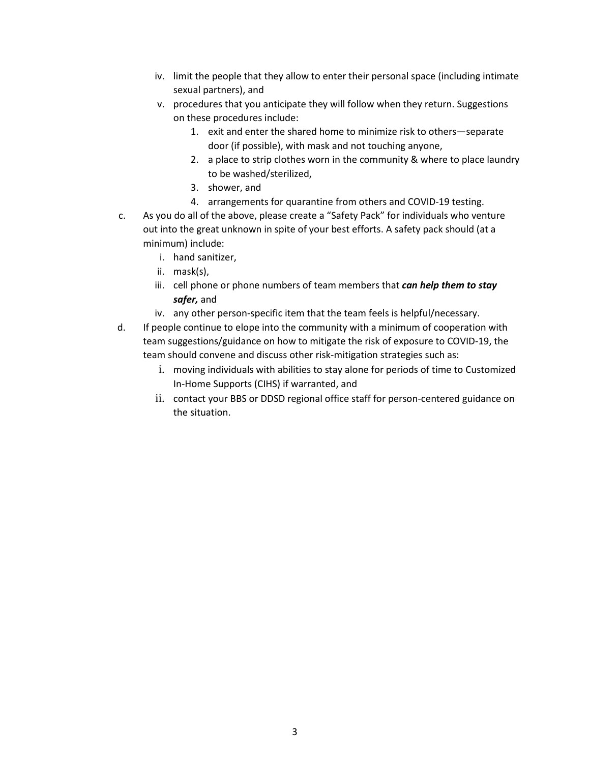iv. limit the people that they allow to enter their personal space (including intimate sexual partners), and

v. procedures that you anticipate they will follow when they return. Suggestions on these procedures include:

1. exit and enter the shared home to minimize risk to others—separate door (if possible), with mask and not touching anyone,
2. a place to strip clothes worn in the community & where to place laundry to be washed/sterilized,
3. shower, and
4. arrangements for quarantine from others and COVID-19 testing.

c. As you do all of the above, please create a "Safety Pack" for individuals who venture out into the great unknown in spite of your best efforts. A safety pack should (at a minimum) include:

i. hand sanitizer,

ii. mask(s),

iii. cell phone or phone numbers of team members that ***can help them to stay safer,*** and

iv. any other person-specific item that the team feels is helpful/necessary.

d. If people continue to elope into the community with a minimum of cooperation with team suggestions/guidance on how to mitigate the risk of exposure to COVID-19, the team should convene and discuss other risk-mitigation strategies such as:

i. moving individuals with abilities to stay alone for periods of time to Customized In-Home Supports (CIHS) if warranted, and

ii. contact your BBS or DDSD regional office staff for person-centered guidance on the situation.